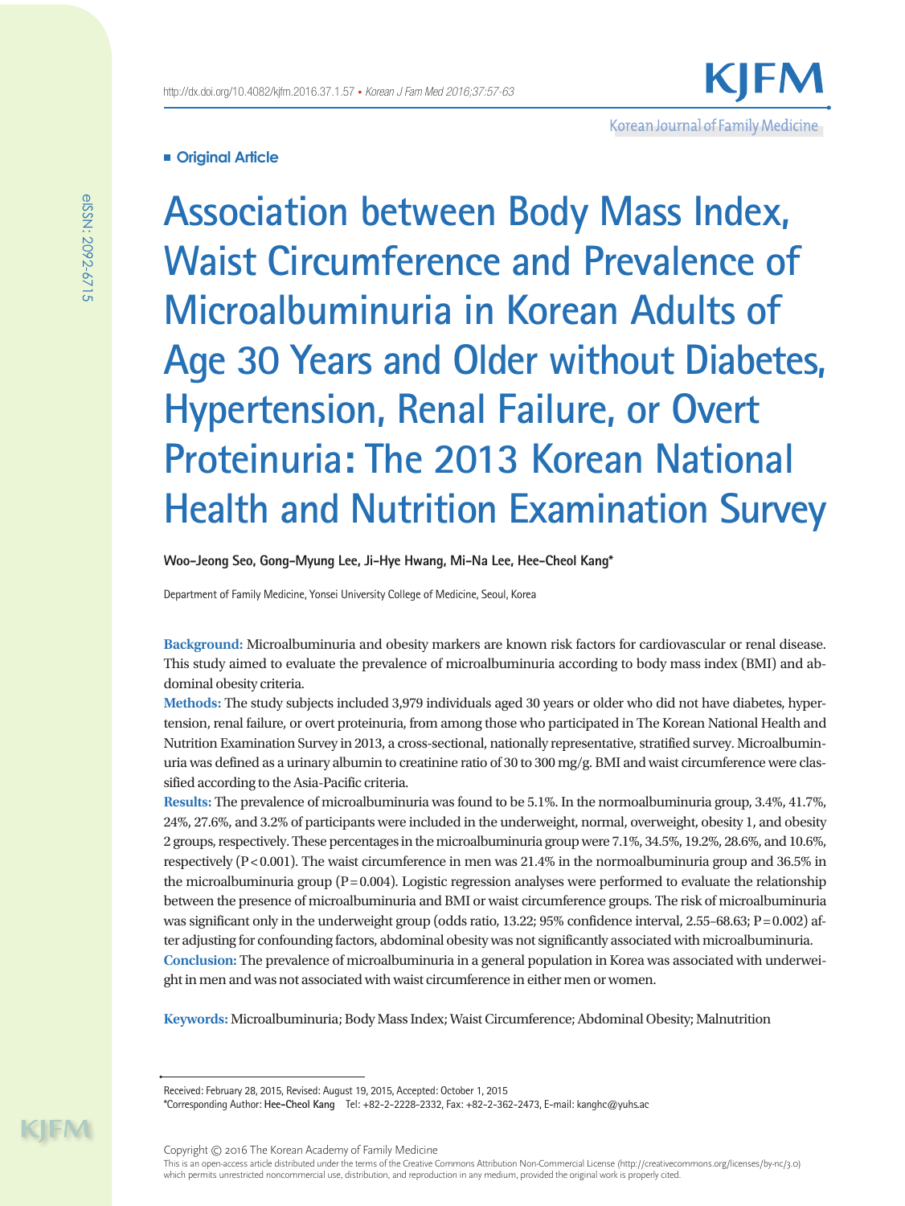**Original Article**

# Association between Body Mass Index, Waist Circumference and Prevalence of Microalbuminuria in Korean Adults of Age 30 Years and Older without Diabetes, Hypertension, Renal Failure, or Overt Proteinuria: The 2013 Korean National Health and Nutrition Examination Survey

**Woo-Jeong Seo, Gong-Myung Lee, Ji-Hye Hwang, Mi-Na Lee, Hee-Cheol Kang***

Department of Family Medicine, Yonsei University College of Medicine, Seoul, Korea

**Background:** Microalbuminuria and obesity markers are known risk factors for cardiovascular or renal disease. This study aimed to evaluate the prevalence of microalbuminuria according to body mass index (BMI) and abdominal obesity criteria.

**Methods:** The study subjects included 3,979 individuals aged 30 years or older who did not have diabetes, hypertension, renal failure, or overt proteinuria, from among those who participated in The Korean National Health and Nutrition Examination Survey in 2013, a cross-sectional, nationally representative, stratified survey. Microalbuminuria was defined as a urinary albumin to creatinine ratio of 30 to 300 mg/g. BMI and waist circumference were classified according to the Asia-Pacific criteria.

**Results:** The prevalence of microalbuminuria was found to be 5.1%. In the normoalbuminuria group, 3.4%, 41.7%, 24%, 27.6%, and 3.2% of participants were included in the underweight, normal, overweight, obesity 1, and obesity 2 groups, respectively. These percentages in the microalbuminuria group were 7.1%, 34.5%, 19.2%, 28.6%, and 10.6%, respectively ($P<0.001$). The waist circumference in men was 21.4% in the normoalbuminuria group and 36.5% in the microalbuminuria group ($P=0.004$). Logistic regression analyses were performed to evaluate the relationship between the presence of microalbuminuria and BMI or waist circumference groups. The risk of microalbuminuria was significant only in the underweight group (odds ratio, 13.22; 95% confidence interval, 2.55–68.63; $P=0.002$) after adjusting for confounding factors, abdominal obesity was not significantly associated with microalbuminuria.

**Conclusion:** The prevalence of microalbuminuria in a general population in Korea was associated with underweight in men and was not associated with waist circumference in either men or women.

**Keywords:** Microalbuminuria; Body Mass Index; Waist Circumference; Abdominal Obesity; Malnutrition

Received: February 28, 2015, Revised: August 19, 2015, Accepted: October 1, 2015

*Corresponding Author: **Hee-Cheol Kang** Tel: +82-2-2228-2332, Fax: +82-2-362-2473, E-mail: kanghc@yuhs.ac

Copyright © 2016 The Korean Academy of Family Medicine

This is an open-access article distributed under the terms of the Creative Commons Attribution Non-Commercial License (http://creativecommons.org/licenses/by-nc/3.0) which permits unrestricted noncommercial use, distribution, and reproduction in any medium, provided the original work is properly cited.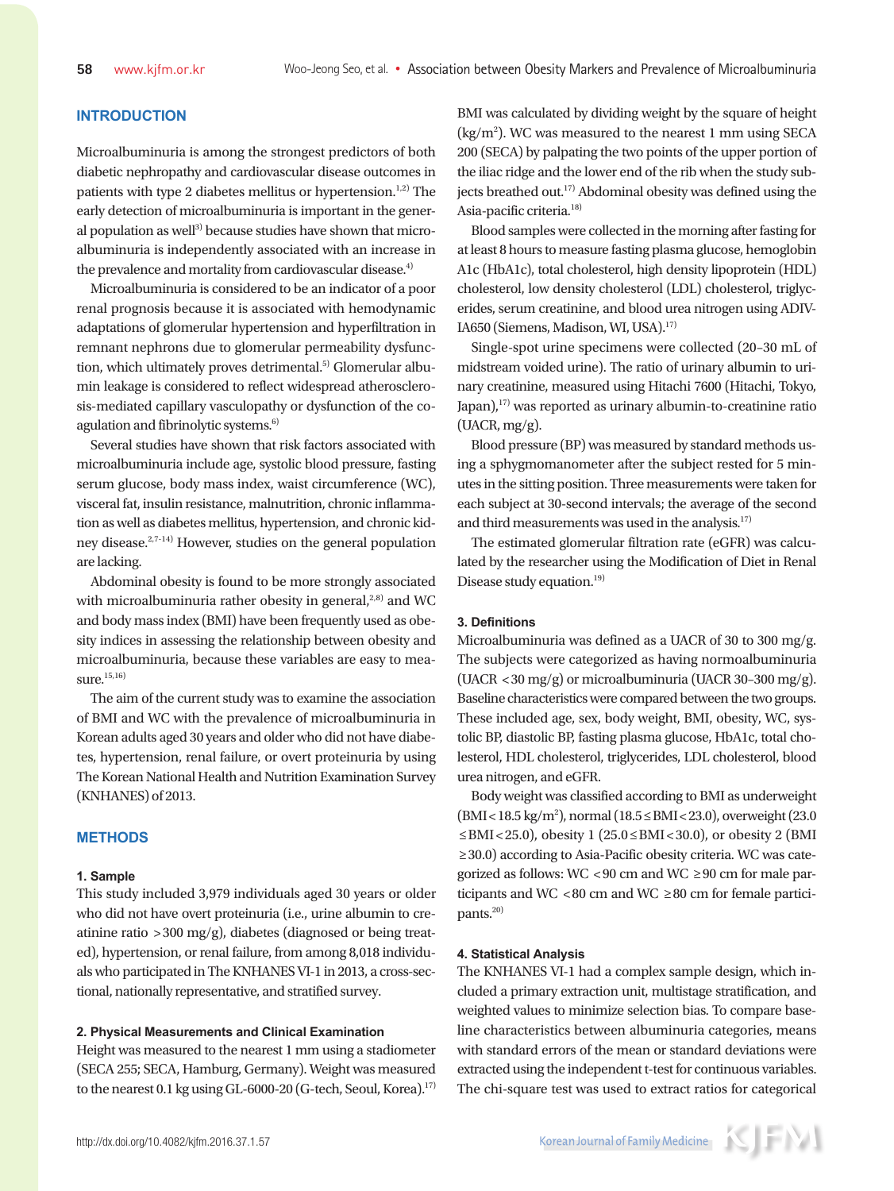## INTRODUCTION

Microalbuminuria is among the strongest predictors of both diabetic nephropathy and cardiovascular disease outcomes in patients with type 2 diabetes mellitus or hypertension.[1,2] The early detection of microalbuminuria is important in the general population as well[3] because studies have shown that microalbuminuria is independently associated with an increase in the prevalence and mortality from cardiovascular disease.[4]

Microalbuminuria is considered to be an indicator of a poor renal prognosis because it is associated with hemodynamic adaptations of glomerular hypertension and hyperfiltration in remnant nephrons due to glomerular permeability dysfunction, which ultimately proves detrimental.[5] Glomerular albumin leakage is considered to reflect widespread atherosclerosis-mediated capillary vasculopathy or dysfunction of the coagulation and fibrinolytic systems.[6]

Several studies have shown that risk factors associated with microalbuminuria include age, systolic blood pressure, fasting serum glucose, body mass index, waist circumference (WC), visceral fat, insulin resistance, malnutrition, chronic inflammation as well as diabetes mellitus, hypertension, and chronic kidney disease.[2,7-14] However, studies on the general population are lacking.

Abdominal obesity is found to be more strongly associated with microalbuminuria rather obesity in general,[2,8] and WC and body mass index (BMI) have been frequently used as obesity indices in assessing the relationship between obesity and microalbuminuria, because these variables are easy to measure.[15,16]

The aim of the current study was to examine the association of BMI and WC with the prevalence of microalbuminuria in Korean adults aged 30 years and older who did not have diabetes, hypertension, renal failure, or overt proteinuria by using The Korean National Health and Nutrition Examination Survey (KNHANES) of 2013.

## METHODS

### 1. Sample

This study included 3,979 individuals aged 30 years or older who did not have overt proteinuria (i.e., urine albumin to creatinine ratio >300 mg/g), diabetes (diagnosed or being treated), hypertension, or renal failure, from among 8,018 individuals who participated in The KNHANES VI-1 in 2013, a cross-sectional, nationally representative, and stratified survey.

### 2. Physical Measurements and Clinical Examination

Height was measured to the nearest 1 mm using a stadiometer (SECA 255; SECA, Hamburg, Germany). Weight was measured to the nearest 0.1 kg using GL-6000-20 (G-tech, Seoul, Korea).[17] BMI was calculated by dividing weight by the square of height ($kg/m^2$). WC was measured to the nearest 1 mm using SECA 200 (SECA) by palpating the two points of the upper portion of the iliac ridge and the lower end of the rib when the study subjects breathed out.[17] Abdominal obesity was defined using the Asia-pacific criteria.[18]

Blood samples were collected in the morning after fasting for at least 8 hours to measure fasting plasma glucose, hemoglobin A1c (HbA1c), total cholesterol, high density lipoprotein (HDL) cholesterol, low density lipoprotein (LDL) cholesterol, triglycerides, serum creatinine, and blood urea nitrogen using ADVIA650 (Siemens, Madison, WI, USA).[17]

Single-spot urine specimens were collected (20–30 mL of midstream voided urine). The ratio of urinary albumin to urinary creatinine, measured using Hitachi 7600 (Hitachi, Tokyo, Japan),[17] was reported as urinary albumin-to-creatinine ratio (UACR, mg/g).

Blood pressure (BP) was measured by standard methods using a sphygmomanometer after the subject rested for 5 minutes in the sitting position. Three measurements were taken for each subject at 30-second intervals; the average of the second and third measurements was used in the analysis.[17]

The estimated glomerular filtration rate (eGFR) was calculated by the researcher using the Modification of Diet in Renal Disease study equation.[19]

### 3. Definitions

Microalbuminuria was defined as a UACR of 30 to 300 mg/g. The subjects were categorized as having normoalbuminuria (UACR <30 mg/g) or microalbuminuria (UACR 30–300 mg/g). Baseline characteristics were compared between the two groups. These included age, sex, body weight, BMI, obesity, WC, systolic BP, diastolic BP, fasting plasma glucose, HbA1c, total cholesterol, HDL cholesterol, triglycerides, LDL cholesterol, blood urea nitrogen, and eGFR.

Body weight was classified according to BMI as underweight ($BMI < 18.5$ $kg/m^2$), normal ($18.5 \leq BMI < 23.0$), overweight ($23.0 \leq BMI < 25.0$), obesity 1 ($25.0 \leq BMI < 30.0$), or obesity 2 ($BMI \geq 30.0$) according to Asia-Pacific obesity criteria. WC was categorized as follows: WC <90 cm and WC ≥90 cm for male participants and WC <80 cm and WC ≥80 cm for female participants.[20]

### 4. Statistical Analysis

The KNHANES VI-1 had a complex sample design, which included a primary extraction unit, multistage stratification, and weighted values to minimize selection bias. To compare baseline characteristics between albuminuria categories, means with standard errors of the mean or standard deviations were extracted using the independent t-test for continuous variables. The chi-square test was used to extract ratios for categorical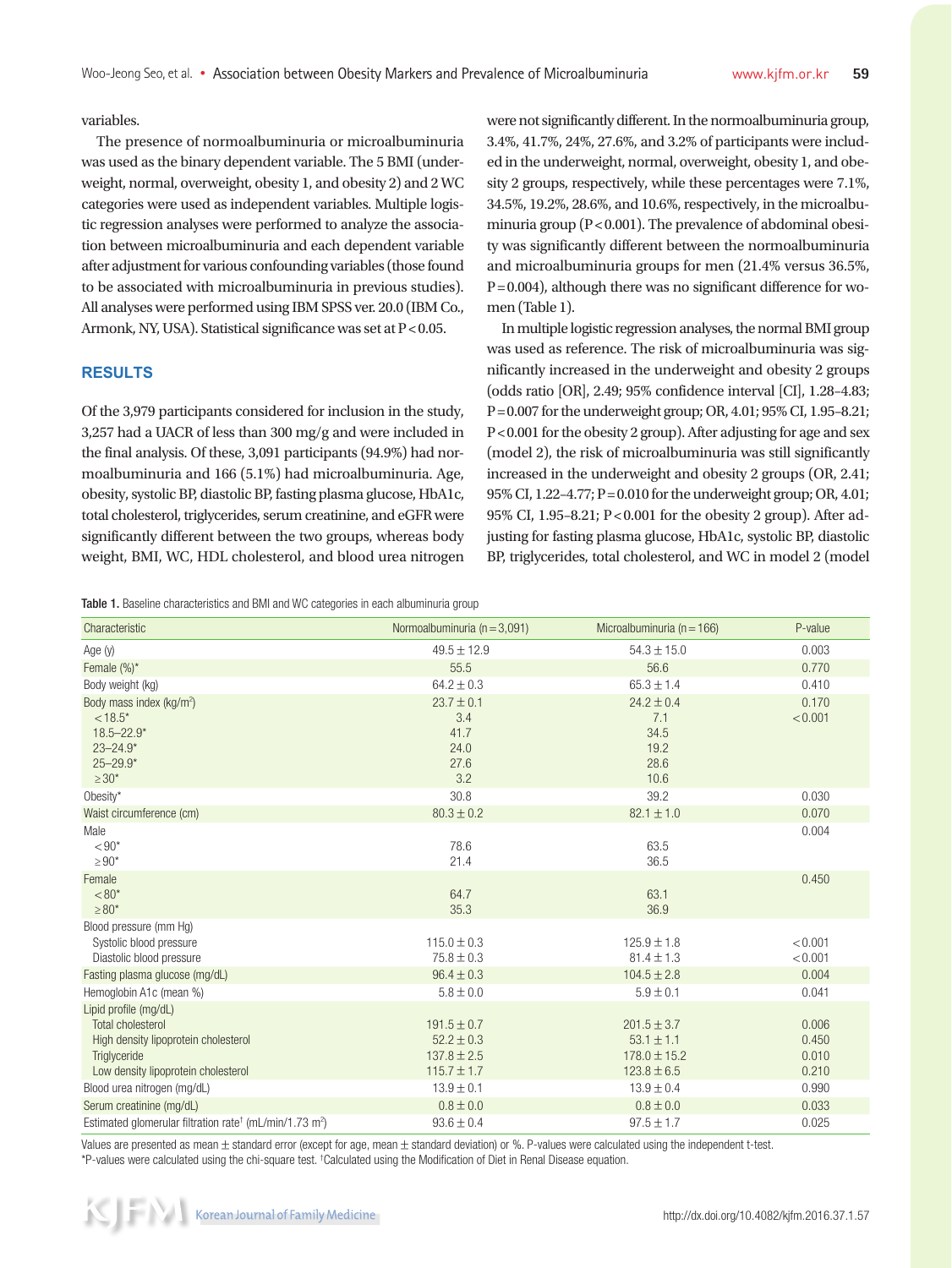variables.

The presence of normoalbuminuria or microalbuminuria was used as the binary dependent variable. The 5 BMI (underweight, normal, overweight, obesity 1, and obesity 2) and 2 WC categories were used as independent variables. Multiple logistic regression analyses were performed to analyze the association between microalbuminuria and each dependent variable after adjustment for various confounding variables (those found to be associated with microalbuminuria in previous studies). All analyses were performed using IBM SPSS ver. 20.0 (IBM Co., Armonk, NY, USA). Statistical significance was set at $P<0.05$.

## RESULTS

Of the 3,979 participants considered for inclusion in the study, 3,257 had a UACR of less than 300 mg/g and were included in the final analysis. Of these, 3,091 participants (94.9%) had normoalbuminuria and 166 (5.1%) had microalbuminuria. Age, obesity, systolic BP, diastolic BP, fasting plasma glucose, HbA1c, total cholesterol, triglycerides, serum creatinine, and eGFR were significantly different between the two groups, whereas body weight, BMI, WC, HDL cholesterol, and blood urea nitrogen were not significantly different. In the normoalbuminuria group, 3.4%, 41.7%, 24%, 27.6%, and 3.2% of participants were included in the underweight, normal, overweight, obesity 1, and obesity 2 groups, respectively, while these percentages were 7.1%, 34.5%, 19.2%, 28.6%, and 10.6%, respectively, in the microalbuminuria group ($P<0.001$). The prevalence of abdominal obesity was significantly different between the normoalbuminuria and microalbuminuria groups for men (21.4% versus 36.5%, $P=0.004$), although there was no significant difference for women (Table 1).

In multiple logistic regression analyses, the normal BMI group was used as reference. The risk of microalbuminuria was significantly increased in the underweight and obesity 2 groups (odds ratio [OR], 2.49; 95% confidence interval [CI], 1.28–4.83; $P=0.007$ for the underweight group; OR, 4.01; 95% CI, 1.95–8.21; $P<0.001$ for the obesity 2 group). After adjusting for age and sex (model 2), the risk of microalbuminuria was still significantly increased in the underweight and obesity 2 groups (OR, 2.41; 95% CI, 1.22–4.77; $P=0.010$ for the underweight group; OR, 4.01; 95% CI, 1.95–8.21; $P<0.001$ for the obesity 2 group). After adjusting for fasting plasma glucose, HbA1c, systolic BP, diastolic BP, triglycerides, total cholesterol, and WC in model 2 (model

Table 1. Baseline characteristics and BMI and WC categories in each albuminuria group

| Characteristic | Normoalbuminuria (n=3,091) | Microalbuminuria (n=166) | P-value |
|---|---|---|---|
| Age (y) | 49.5±12.9 | 54.3±15.0 | 0.003 |
| Female (%)* | 55.5 | 56.6 | 0.770 |
| Body weight (kg) | 64.2±0.3 | 65.3±1.4 | 0.410 |
| Body mass index (kg/m²) | 23.7±0.1 | 24.2±0.4 | 0.170 |
| <18.5* | 3.4 | 7.1 | <0.001 |
| 18.5–22.9* | 41.7 | 34.5 | |
| 23–24.9* | 24.0 | 19.2 | |
| 25–29.9* | 27.6 | 28.6 | |
| ≥30* | 3.2 | 10.6 | |
| Obesity* | 30.8 | 39.2 | 0.030 |
| Waist circumference (cm) | 80.3±0.2 | 82.1±1.0 | 0.070 |
| Male | | | 0.004 |
| <90* | 78.6 | 63.5 | |
| ≥90* | 21.4 | 36.5 | |
| Female | | | 0.450 |
| <80* | 64.7 | 63.1 | |
| ≥80* | 35.3 | 36.9 | |
| Blood pressure (mm Hg) | | | |
| Systolic blood pressure | 115.0±0.3 | 125.9±1.8 | <0.001 |
| Diastolic blood pressure | 75.8±0.3 | 81.4±1.3 | <0.001 |
| Fasting plasma glucose (mg/dL) | 96.4±0.3 | 104.5±2.8 | 0.004 |
| Hemoglobin A1c (mean %) | 5.8±0.0 | 5.9±0.1 | 0.041 |
| Lipid profile (mg/dL) | | | |
| Total cholesterol | 191.5±0.7 | 201.5±3.7 | 0.006 |
| High density lipoprotein cholesterol | 52.2±0.3 | 53.1±1.1 | 0.450 |
| Triglyceride | 137.8±2.5 | 178.0±15.2 | 0.010 |
| Low density lipoprotein cholesterol | 115.7±1.7 | 123.8±6.5 | 0.210 |
| Blood urea nitrogen (mg/dL) | 13.9±0.1 | 13.9±0.4 | 0.990 |
| Serum creatinine (mg/dL) | 0.8±0.0 | 0.8±0.0 | 0.033 |
| Estimated glomerular filtration rate† (mL/min/1.73 m²) | 93.6±0.4 | 97.5±1.7 | 0.025 |

Values are presented as mean±standard error (except for age, mean±standard deviation) or %. P-values were calculated using the independent t-test.
*P-values were calculated using the chi-square test. †Calculated using the Modification of Diet in Renal Disease equation.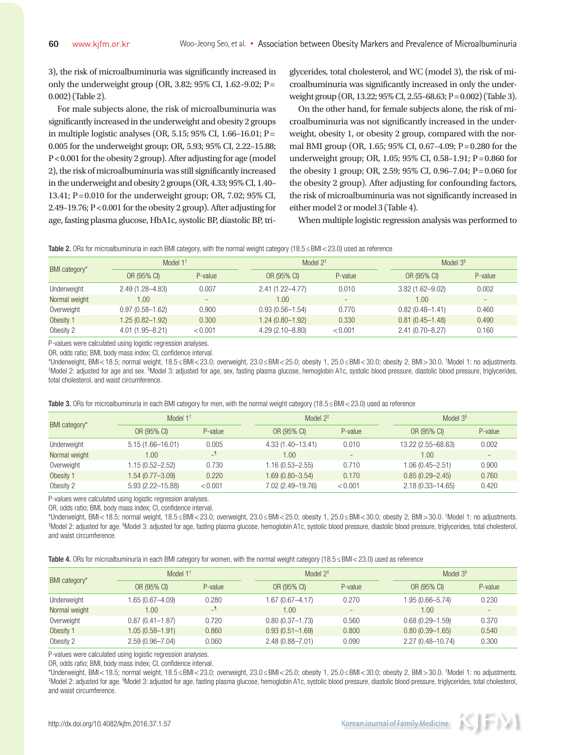3), the risk of microalbuminuria was significantly increased in only the underweight group (OR, 3.82; 95% CI, 1.62–9.02; P=0.002) (Table 2).

For male subjects alone, the risk of microalbuminuria was significantly increased in the underweight and obesity 2 groups in multiple logistic analyses (OR, 5.15; 95% CI, 1.66–16.01; P=0.005 for the underweight group; OR, 5.93; 95% CI, 2.22–15.88; P<0.001 for the obesity 2 group). After adjusting for age (model 2), the risk of microalbuminuria was still significantly increased in the underweight and obesity 2 groups (OR, 4.33; 95% CI, 1.40–13.41; P=0.010 for the underweight group; OR, 7.02; 95% CI, 2.49–19.76; P<0.001 for the obesity 2 group). After adjusting for age, fasting plasma glucose, HbA1c, systolic BP, diastolic BP, triglycerides, total cholesterol, and WC (model 3), the risk of microalbuminuria was significantly increased in only the underweight group (OR, 13.22; 95% CI, 2.55–68.63; P=0.002) (Table 3).

On the other hand, for female subjects alone, the risk of microalbuminuria was not significantly increased in the underweight, obesity 1, or obesity 2 group, compared with the normal BMI group (OR, 1.65; 95% CI, 0.67–4.09; P=0.280 for the underweight group; OR, 1.05; 95% CI, 0.58–1.91; P=0.860 for the obesity 1 group; OR, 2.59; 95% CI, 0.96–7.04; P=0.060 for the obesity 2 group). After adjusting for confounding factors, the risk of microalbuminuria was not significantly increased in either model 2 or model 3 (Table 4).

When multiple logistic regression analysis was performed to

**Table 2.** ORs for microalbuminuria in each BMI category, with the normal weight category (18.5≤BMI<23.0) used as reference

| BMI category* | Model 1† | | Model 2‡ | | Model 3§ | |
|---|---|---|---|---|---|---|
| | OR (95% CI) | P-value | OR (95% CI) | P-value | OR (95% CI) | P-value |
| Underweight | 2.49 (1.28–4.83) | 0.007 | 2.41 (1.22–4.77) | 0.010 | 3.82 (1.62–9.02) | 0.002 |
| Normal weight | 1.00 | – | 1.00 | – | 1.00 | – |
| Overweight | 0.97 (0.58–1.62) | 0.900 | 0.93 (0.56–1.54) | 0.770 | 0.82 (0.48–1.41) | 0.460 |
| Obesity 1 | 1.25 (0.82–1.92) | 0.300 | 1.24 (0.80–1.92) | 0.330 | 0.81 (0.45–1.48) | 0.490 |
| Obesity 2 | 4.01 (1.95–8.21) | <0.001 | 4.29 (2.10–8.80) | <0.001 | 2.41 (0.70–8.27) | 0.160 |

P-values were calculated using logistic regression analyses.
OR, odds ratio; BMI, body mass index; CI, confidence interval.
*Underweight, BMI<18.5; normal weight, 18.5≤BMI<23.0; overweight, 23.0≤BMI<25.0; obesity 1, 25.0≤BMI<30.0; obesity 2, BMI>30.0. †Model 1: no adjustments. ‡Model 2: adjusted for age and sex. §Model 3: adjusted for age, sex, fasting plasma glucose, hemoglobin A1c, systolic blood pressure, diastolic blood pressure, triglycerides, total cholesterol, and waist circumference.

**Table 3.** ORs for microalbuminuria in each BMI category for men, with the normal weight category (18.5≤BMI<23.0) used as reference

| BMI category* | Model 1† | | Model 2‡ | | Model 3§ | |
|---|---|---|---|---|---|---|
| | OR (95% CI) | P-value | OR (95% CI) | P-value | OR (95% CI) | P-value |
| Underweight | 5.15 (1.66–16.01) | 0.005 | 4.33 (1.40–13.41) | 0.010 | 13.22 (2.55–68.63) | 0.002 |
| Normal weight | 1.00 | –¶ | 1.00 | – | 1.00 | – |
| Overweight | 1.15 (0.52–2.52) | 0.730 | 1.16 (0.53–2.55) | 0.710 | 1.06 (0.45–2.51) | 0.900 |
| Obesity 1 | 1.54 (0.77–3.09) | 0.220 | 1.69 (0.80–3.54) | 0.170 | 0.85 (0.29–2.45) | 0.760 |
| Obesity 2 | 5.93 (2.22–15.88) | <0.001 | 7.02 (2.49–19.76) | <0.001 | 2.18 (0.33–14.65) | 0.420 |

P-values were calculated using logistic regression analyses.
OR, odds ratio; BMI, body mass index; CI, confidence interval.
*Underweight, BMI<18.5; normal weight, 18.5≤BMI<23.0; overweight, 23.0≤BMI<25.0; obesity 1, 25.0≤BMI<30.0; obesity 2, BMI>30.0. †Model 1: no adjustments. ‡Model 2: adjusted for age. §Model 3: adjusted for age, fasting plasma glucose, hemoglobin A1c, systolic blood pressure, diastolic blood pressure, triglycerides, total cholesterol, and waist circumference.

**Table 4.** ORs for microalbuminuria in each BMI category for women, with the normal weight category (18.5≤BMI<23.0) used as reference

| BMI category* | Model 1† | | Model 2‡ | | Model 3§ | |
|---|---|---|---|---|---|---|
| | OR (95% CI) | P-value | OR (95% CI) | P-value | OR (95% CI) | P-value |
| Underweight | 1.65 (0.67–4.09) | 0.280 | 1.67 (0.67–4.17) | 0.270 | 1.95 (0.66–5.74) | 0.230 |
| Normal weight | 1.00 | –¶ | 1.00 | – | 1.00 | – |
| Overweight | 0.87 (0.41–1.87) | 0.720 | 0.80 (0.37–1.73) | 0.560 | 0.68 (0.29–1.59) | 0.370 |
| Obesity 1 | 1.05 (0.58–1.91) | 0.860 | 0.93 (0.51–1.69) | 0.800 | 0.80 (0.39–1.65) | 0.540 |
| Obesity 2 | 2.59 (0.96–7.04) | 0.060 | 2.48 (0.88–7.01) | 0.090 | 2.27 (0.48–10.74) | 0.300 |

P-values were calculated using logistic regression analyses.
OR, odds ratio; BMI, body mass index; CI, confidence interval.
*Underweight, BMI<18.5; normal weight, 18.5≤BMI<23.0; overweight, 23.0≤BMI<25.0; obesity 1, 25.0≤BMI<30.0; obesity 2, BMI>30.0. †Model 1: no adjustments. ‡Model 2: adjusted for age. §Model 3: adjusted for age, fasting plasma glucose, hemoglobin A1c, systolic blood pressure, diastolic blood pressure, triglycerides, total cholesterol, and waist circumference.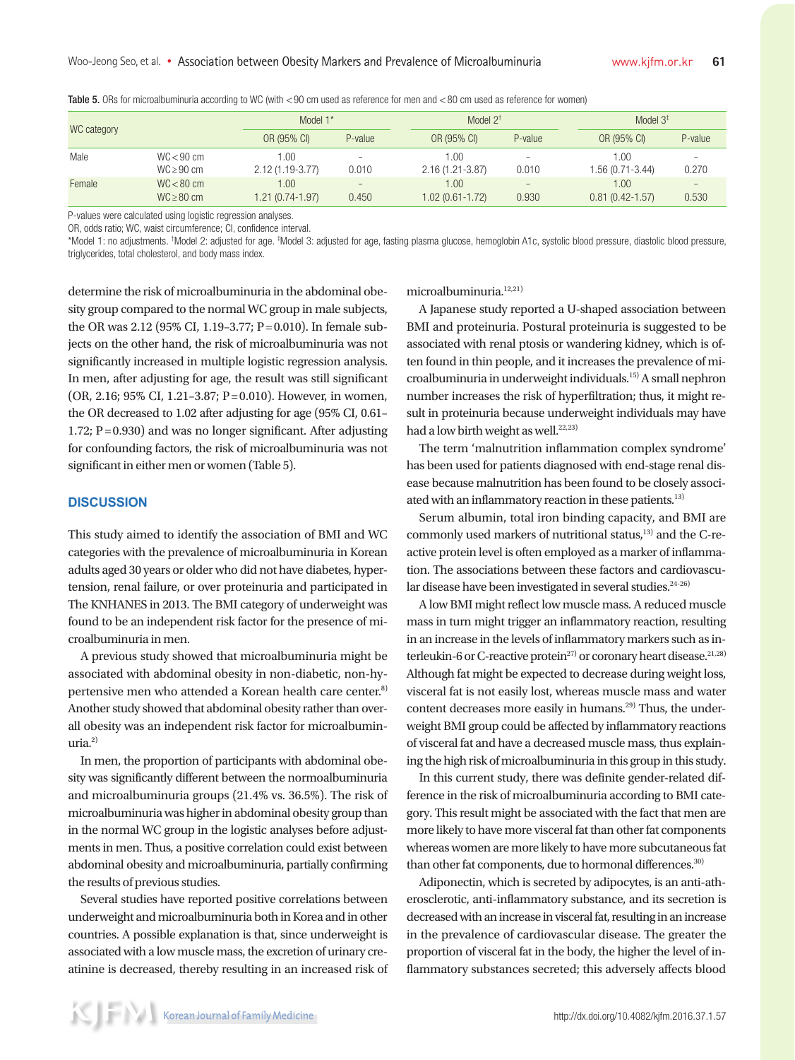Table 5. ORs for microalbuminuria according to WC (with <90 cm used as reference for men and <80 cm used as reference for women)

| WC category | | Model 1* | | Model 2† | | Model 3‡ | |
|---|---|---|---|---|---|---|---|
| | | OR (95% CI) | P-value | OR (95% CI) | P-value | OR (95% CI) | P-value |
| Male | WC<90 cm | 1.00 | - | 1.00 | - | 1.00 | - |
| | WC≥90 cm | 2.12 (1.19-3.77) | 0.010 | 2.16 (1.21-3.87) | 0.010 | 1.56 (0.71-3.44) | 0.270 |
| Female | WC<80 cm | 1.00 | - | 1.00 | - | 1.00 | - |
| | WC≥80 cm | 1.21 (0.74-1.97) | 0.450 | 1.02 (0.61-1.72) | 0.930 | 0.81 (0.42-1.57) | 0.530 |

P-values were calculated using logistic regression analyses.
OR, odds ratio; WC, waist circumference; CI, confidence interval.
*Model 1: no adjustments. †Model 2: adjusted for age. ‡Model 3: adjusted for age, fasting plasma glucose, hemoglobin A1c, systolic blood pressure, diastolic blood pressure, triglycerides, total cholesterol, and body mass index.

determine the risk of microalbuminuria in the abdominal obesity group compared to the normal WC group in male subjects, the OR was 2.12 (95% CI, 1.19–3.77; P=0.010). In female subjects on the other hand, the risk of microalbuminuria was not significantly increased in multiple logistic regression analysis. In men, after adjusting for age, the result was still significant (OR, 2.16; 95% CI, 1.21–3.87; P=0.010). However, in women, the OR decreased to 1.02 after adjusting for age (95% CI, 0.61–1.72; P=0.930) and was no longer significant. After adjusting for confounding factors, the risk of microalbuminuria was not significant in either men or women (Table 5).

## DISCUSSION

This study aimed to identify the association of BMI and WC categories with the prevalence of microalbuminuria in Korean adults aged 30 years or older who did not have diabetes, hypertension, renal failure, or over proteinuria and participated in The KNHANES in 2013. The BMI category of underweight was found to be an independent risk factor for the presence of microalbuminuria in men.

A previous study showed that microalbuminuria might be associated with abdominal obesity in non-diabetic, non-hypertensive men who attended a Korean health care center.[8] Another study showed that abdominal obesity rather than overall obesity was an independent risk factor for microalbuminuria.[2]

In men, the proportion of participants with abdominal obesity was significantly different between the normoalbuminuria and microalbuminuria groups (21.4% vs. 36.5%). The risk of microalbuminuria was higher in abdominal obesity group than in the normal WC group in the logistic analyses before adjustments in men. Thus, a positive correlation could exist between abdominal obesity and microalbuminuria, partially confirming the results of previous studies.

Several studies have reported positive correlations between underweight and microalbuminuria both in Korea and in other countries. A possible explanation is that, since underweight is associated with a low muscle mass, the excretion of urinary creatinine is decreased, thereby resulting in an increased risk of microalbuminuria.[12,21]

A Japanese study reported a U-shaped association between BMI and proteinuria. Postural proteinuria is suggested to be associated with renal ptosis or wandering kidney, which is often found in thin people, and it increases the prevalence of microalbuminuria in underweight individuals.[15] A small nephron number increases the risk of hyperfiltration; thus, it might result in proteinuria because underweight individuals may have had a low birth weight as well.[22,23]

The term 'malnutrition inflammation complex syndrome' has been used for patients diagnosed with end-stage renal disease because malnutrition has been found to be closely associated with an inflammatory reaction in these patients.[13]

Serum albumin, total iron binding capacity, and BMI are commonly used markers of nutritional status,[13] and the C-reactive protein level is often employed as a marker of inflammation. The associations between these factors and cardiovascular disease have been investigated in several studies.[24-26]

A low BMI might reflect low muscle mass. A reduced muscle mass in turn might trigger an inflammatory reaction, resulting in an increase in the levels of inflammatory markers such as interleukin-6 or C-reactive protein[27] or coronary heart disease.[21,28] Although fat might be expected to decrease during weight loss, visceral fat is not easily lost, whereas muscle mass and water content decreases more easily in humans.[29] Thus, the underweight BMI group could be affected by inflammatory reactions of visceral fat and have a decreased muscle mass, thus explaining the high risk of microalbuminuria in this group in this study.

In this current study, there was definite gender-related difference in the risk of microalbuminuria according to BMI category. This result might be associated with the fact that men are more likely to have more visceral fat than other fat components whereas women are more likely to have more subcutaneous fat than other fat components, due to hormonal differences.[30]

Adiponectin, which is secreted by adipocytes, is an anti-atherosclerotic, anti-inflammatory substance, and its secretion is decreased with an increase in visceral fat, resulting in an increase in the prevalence of cardiovascular disease. The greater the proportion of visceral fat in the body, the higher the level of inflammatory substances secreted; this adversely affects blood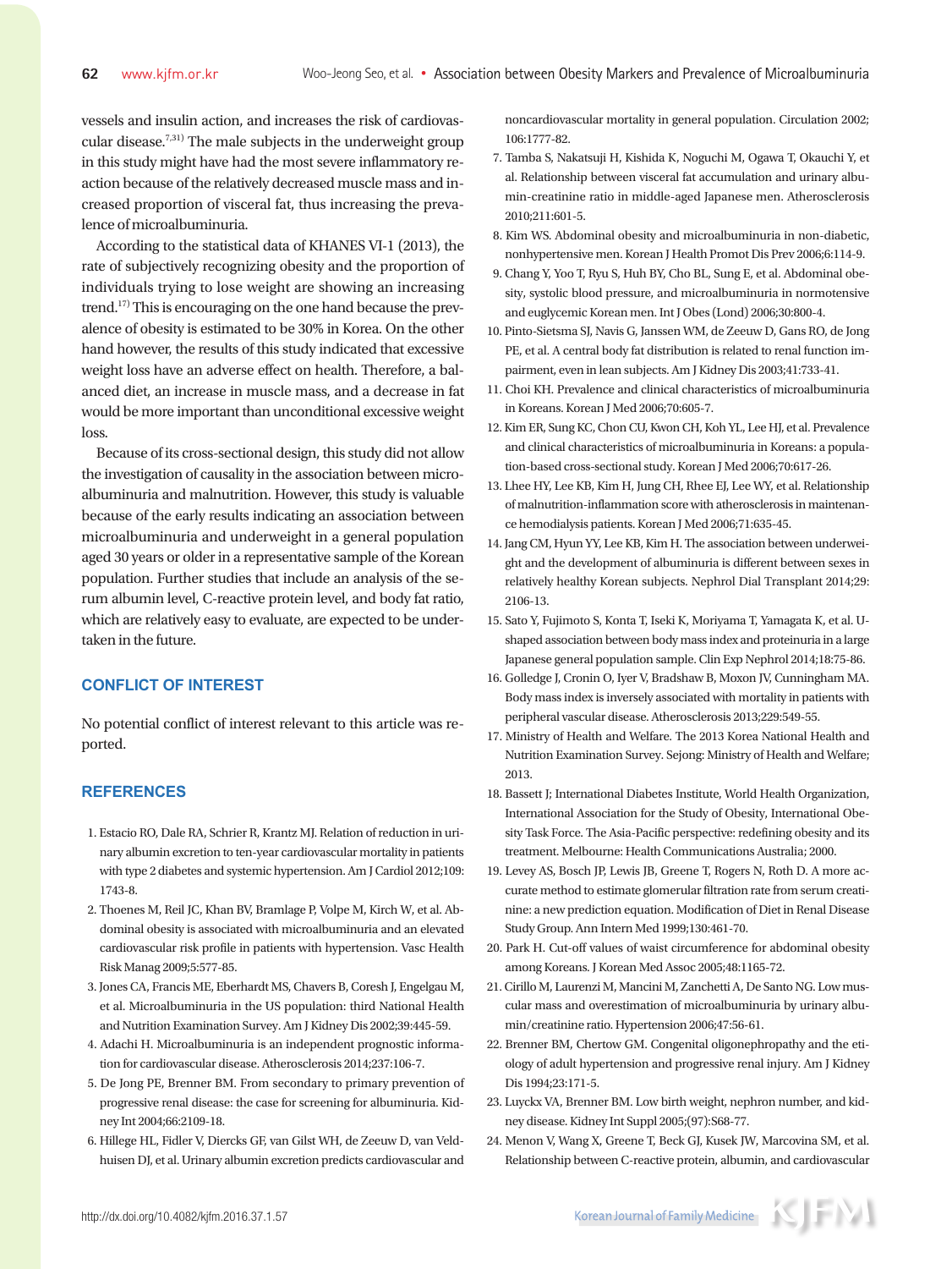vessels and insulin action, and increases the risk of cardiovascular disease.[7,31] The male subjects in the underweight group in this study might have had the most severe inflammatory reaction because of the relatively decreased muscle mass and increased proportion of visceral fat, thus increasing the prevalence of microalbuminuria.

According to the statistical data of KHANES VI-1 (2013), the rate of subjectively recognizing obesity and the proportion of individuals trying to lose weight are showing an increasing trend.[17] This is encouraging on the one hand because the prevalence of obesity is estimated to be 30% in Korea. On the other hand however, the results of this study indicated that excessive weight loss have an adverse effect on health. Therefore, a balanced diet, an increase in muscle mass, and a decrease in fat would be more important than unconditional excessive weight loss.

Because of its cross-sectional design, this study did not allow the investigation of causality in the association between microalbuminuria and malnutrition. However, this study is valuable because of the early results indicating an association between microalbuminuria and underweight in a general population aged 30 years or older in a representative sample of the Korean population. Further studies that include an analysis of the serum albumin level, C-reactive protein level, and body fat ratio, which are relatively easy to evaluate, are expected to be undertaken in the future.

## CONFLICT OF INTEREST

No potential conflict of interest relevant to this article was reported.

## REFERENCES

1. Estacio RO, Dale RA, Schrier R, Krantz MJ. Relation of reduction in urinary albumin excretion to ten-year cardiovascular mortality in patients with type 2 diabetes and systemic hypertension. Am J Cardiol 2012;109:1743-8.
2. Thoenes M, Reil JC, Khan BV, Bramlage P, Volpe M, Kirch W, et al. Abdominal obesity is associated with microalbuminuria and an elevated cardiovascular risk profile in patients with hypertension. Vasc Health Risk Manag 2009;5:577-85.
3. Jones CA, Francis ME, Eberhardt MS, Chavers B, Coresh J, Engelgau M, et al. Microalbuminuria in the US population: third National Health and Nutrition Examination Survey. Am J Kidney Dis 2002;39:445-59.
4. Adachi H. Microalbuminuria is an independent prognostic information for cardiovascular disease. Atherosclerosis 2014;237:106-7.
5. De Jong PE, Brenner BM. From secondary to primary prevention of progressive renal disease: the case for screening for albuminuria. Kidney Int 2004;66:2109-18.
6. Hillege HL, Fidler V, Diercks GF, van Gilst WH, de Zeeuw D, van Veldhuisen DJ, et al. Urinary albumin excretion predicts cardiovascular and noncardiovascular mortality in general population. Circulation 2002;106:1777-82.
7. Tamba S, Nakatsuji H, Kishida K, Noguchi M, Ogawa T, Okauchi Y, et al. Relationship between visceral fat accumulation and urinary albumin-creatinine ratio in middle-aged Japanese men. Atherosclerosis 2010;211:601-5.
8. Kim WS. Abdominal obesity and microalbuminuria in non-diabetic, nonhypertensive men. Korean J Health Promot Dis Prev 2006;6:114-9.
9. Chang Y, Yoo T, Ryu S, Huh BY, Cho BL, Sung E, et al. Abdominal obesity, systolic blood pressure, and microalbuminuria in normotensive and euglycemic Korean men. Int J Obes (Lond) 2006;30:800-4.
10. Pinto-Sietsma SJ, Navis G, Janssen WM, de Zeeuw D, Gans RO, de Jong PE, et al. A central body fat distribution is related to renal function impairment, even in lean subjects. Am J Kidney Dis 2003;41:733-41.
11. Choi KH. Prevalence and clinical characteristics of microalbuminuria in Koreans. Korean J Med 2006;70:605-7.
12. Kim ER, Sung KC, Chon CU, Kwon CH, Koh YL, Lee HJ, et al. Prevalence and clinical characteristics of microalbuminuria in Koreans: a population-based cross-sectional study. Korean J Med 2006;70:617-26.
13. Lhee HY, Lee KB, Kim H, Jung CH, Rhee EJ, Lee WY, et al. Relationship of malnutrition-inflammation score with atherosclerosis in maintenance hemodialysis patients. Korean J Med 2006;71:635-45.
14. Jang CM, Hyun YY, Lee KB, Kim H. The association between underweight and the development of albuminuria is different between sexes in relatively healthy Korean subjects. Nephrol Dial Transplant 2014;29:2106-13.
15. Sato Y, Fujimoto S, Konta T, Iseki K, Moriyama T, Yamagata K, et al. U-shaped association between body mass index and proteinuria in a large Japanese general population sample. Clin Exp Nephrol 2014;18:75-86.
16. Golledge J, Cronin O, Iyer V, Bradshaw B, Moxon JV, Cunningham MA. Body mass index is inversely associated with mortality in patients with peripheral vascular disease. Atherosclerosis 2013;229:549-55.
17. Ministry of Health and Welfare. The 2013 Korea National Health and Nutrition Examination Survey. Sejong: Ministry of Health and Welfare; 2013.
18. Bassett J; International Diabetes Institute, World Health Organization, International Association for the Study of Obesity, International Obesity Task Force. The Asia-Pacific perspective: redefining obesity and its treatment. Melbourne: Health Communications Australia; 2000.
19. Levey AS, Bosch JP, Lewis JB, Greene T, Rogers N, Roth D. A more accurate method to estimate glomerular filtration rate from serum creatinine: a new prediction equation. Modification of Diet in Renal Disease Study Group. Ann Intern Med 1999;130:461-70.
20. Park H. Cut-off values of waist circumference for abdominal obesity among Koreans. J Korean Med Assoc 2005;48:1165-72.
21. Cirillo M, Laurenzi M, Mancini M, Zanchetti A, De Santo NG. Low muscular mass and overestimation of microalbuminuria by urinary albumin/creatinine ratio. Hypertension 2006;47:56-61.
22. Brenner BM, Chertow GM. Congenital oligonephropathy and the etiology of adult hypertension and progressive renal injury. Am J Kidney Dis 1994;23:171-5.
23. Luyckx VA, Brenner BM. Low birth weight, nephron number, and kidney disease. Kidney Int Suppl 2005;(97):S68-77.
24. Menon V, Wang X, Greene T, Beck GJ, Kusek JW, Marcovina SM, et al. Relationship between C-reactive protein, albumin, and cardiovascular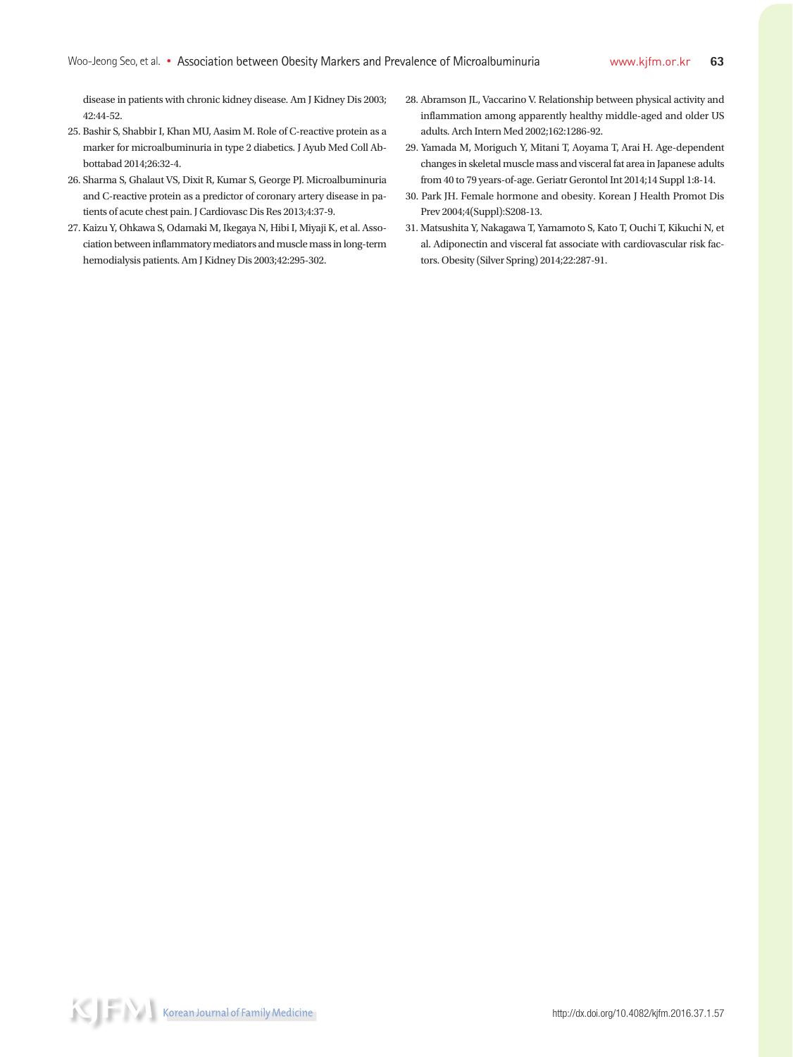disease in patients with chronic kidney disease. Am J Kidney Dis 2003;42:44-52.

25. Bashir S, Shabbir I, Khan MU, Aasim M. Role of C-reactive protein as a marker for microalbuminuria in type 2 diabetics. J Ayub Med Coll Abbottabad 2014;26:32-4.
26. Sharma S, Ghalaut VS, Dixit R, Kumar S, George PJ. Microalbuminuria and C-reactive protein as a predictor of coronary artery disease in patients of acute chest pain. J Cardiovasc Dis Res 2013;4:37-9.
27. Kaizu Y, Ohkawa S, Odamaki M, Ikegaya N, Hibi I, Miyaji K, et al. Association between inflammatory mediators and muscle mass in long-term hemodialysis patients. Am J Kidney Dis 2003;42:295-302.
28. Abramson JL, Vaccarino V. Relationship between physical activity and inflammation among apparently healthy middle-aged and older US adults. Arch Intern Med 2002;162:1286-92.
29. Yamada M, Moriguch Y, Mitani T, Aoyama T, Arai H. Age-dependent changes in skeletal muscle mass and visceral fat area in Japanese adults from 40 to 79 years-of-age. Geriatr Gerontol Int 2014;14 Suppl 1:8-14.
30. Park JH. Female hormone and obesity. Korean J Health Promot Dis Prev 2004;4(Suppl):S208-13.
31. Matsushita Y, Nakagawa T, Yamamoto S, Kato T, Ouchi T, Kikuchi N, et al. Adiponectin and visceral fat associate with cardiovascular risk factors. Obesity (Silver Spring) 2014;22:287-91.